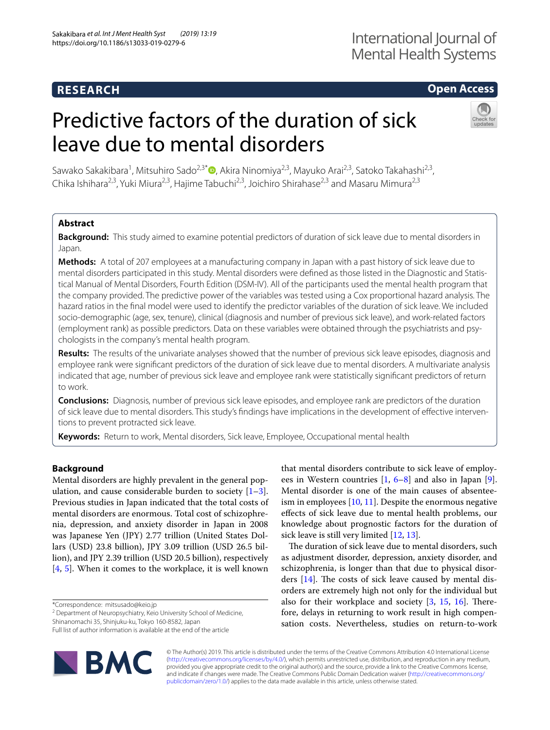RESEARCH

Open Access

# Predictive factors of the duration of sick leave due to mental disorders

Sawako Sakakibara[1], Mitsuhiro Sado[2,3*], Akira Ninomiya[2,3], Mayuko Arai[2,3], Satoko Takahashi[2,3], Chika Ishihara[2,3], Yuki Miura[2,3], Hajime Tabuchi[2,3], Joichiro Shirahase[2,3] and Masaru Mimura[2,3]

## Abstract

**Background:** This study aimed to examine potential predictors of duration of sick leave due to mental disorders in Japan.

**Methods:** A total of 207 employees at a manufacturing company in Japan with a past history of sick leave due to mental disorders participated in this study. Mental disorders were defined as those listed in the Diagnostic and Statistical Manual of Mental Disorders, Fourth Edition (DSM-IV). All of the participants used the mental health program that the company provided. The predictive power of the variables was tested using a Cox proportional hazard analysis. The hazard ratios in the final model were used to identify the predictor variables of the duration of sick leave. We included socio-demographic (age, sex, tenure), clinical (diagnosis and number of previous sick leave), and work-related factors (employment rank) as possible predictors. Data on these variables were obtained through the psychiatrists and psychologists in the company's mental health program.

**Results:** The results of the univariate analyses showed that the number of previous sick leave episodes, diagnosis and employee rank were significant predictors of the duration of sick leave due to mental disorders. A multivariate analysis indicated that age, number of previous sick leave and employee rank were statistically significant predictors of return to work.

**Conclusions:** Diagnosis, number of previous sick leave episodes, and employee rank are predictors of the duration of sick leave due to mental disorders. This study's findings have implications in the development of effective interventions to prevent protracted sick leave.

**Keywords:** Return to work, Mental disorders, Sick leave, Employee, Occupational mental health

## Background

Mental disorders are highly prevalent in the general population, and cause considerable burden to society [1–3]. Previous studies in Japan indicated that the total costs of mental disorders are enormous. Total cost of schizophrenia, depression, and anxiety disorder in Japan in 2008 was Japanese Yen (JPY) 2.77 trillion (United States Dollars (USD) 23.8 billion), JPY 3.09 trillion (USD 26.5 billion), and JPY 2.39 trillion (USD 20.5 billion), respectively [4, 5]. When it comes to the workplace, it is well known that mental disorders contribute to sick leave of employees in Western countries [1, 6–8] and also in Japan [9]. Mental disorder is one of the main causes of absenteeism in employees [10, 11]. Despite the enormous negative effects of sick leave due to mental health problems, our knowledge about prognostic factors for the duration of sick leave is still very limited [12, 13].

The duration of sick leave due to mental disorders, such as adjustment disorder, depression, anxiety disorder, and schizophrenia, is longer than that due to physical disorders [14]. The costs of sick leave caused by mental disorders are extremely high not only for the individual but also for their workplace and society [3, 15, 16]. Therefore, delays in returning to work result in high compensation costs. Nevertheless, studies on return-to-work

*Correspondence: mitsusado@keio.jp
[2] Department of Neuropsychiatry, Keio University School of Medicine, Shinanomachi 35, Shinjuku-ku, Tokyo 160-8582, Japan
Full list of author information is available at the end of the article

© The Author(s) 2019. This article is distributed under the terms of the Creative Commons Attribution 4.0 International License (http://creativecommons.org/licenses/by/4.0/), which permits unrestricted use, distribution, and reproduction in any medium, provided you give appropriate credit to the original author(s) and the source, provide a link to the Creative Commons license, and indicate if changes were made. The Creative Commons Public Domain Dedication waiver (http://creativecommons.org/publicdomain/zero/1.0/) applies to the data made available in this article, unless otherwise stated.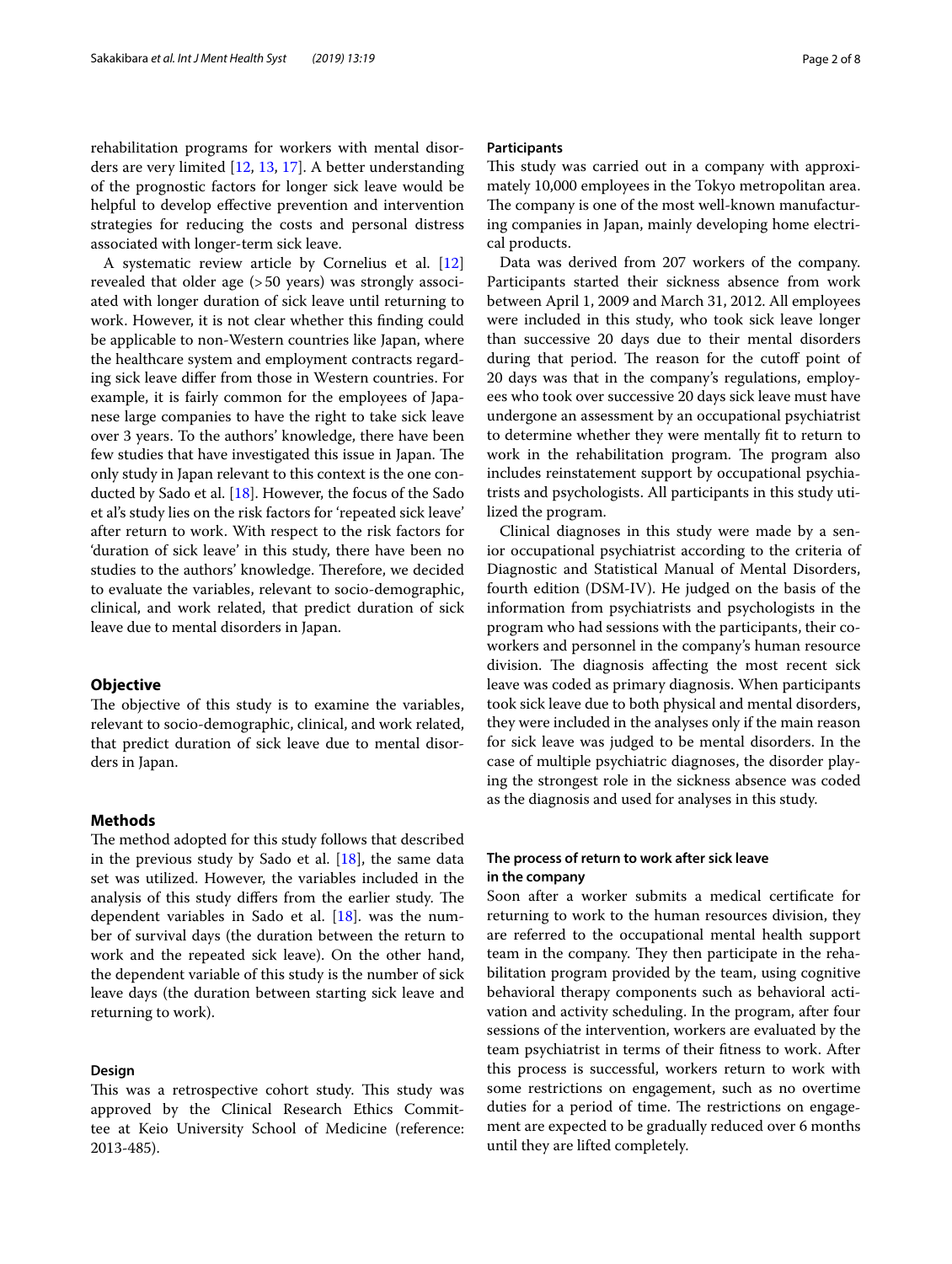rehabilitation programs for workers with mental disorders are very limited [12, 13, 17]. A better understanding of the prognostic factors for longer sick leave would be helpful to develop effective prevention and intervention strategies for reducing the costs and personal distress associated with longer-term sick leave.

A systematic review article by Cornelius et al. [12] revealed that older age (> 50 years) was strongly associated with longer duration of sick leave until returning to work. However, it is not clear whether this finding could be applicable to non-Western countries like Japan, where the healthcare system and employment contracts regarding sick leave differ from those in Western countries. For example, it is fairly common for the employees of Japanese large companies to have the right to take sick leave over 3 years. To the authors' knowledge, there have been few studies that have investigated this issue in Japan. The only study in Japan relevant to this context is the one conducted by Sado et al. [18]. However, the focus of the Sado et al's study lies on the risk factors for 'repeated sick leave' after return to work. With respect to the risk factors for 'duration of sick leave' in this study, there have been no studies to the authors' knowledge. Therefore, we decided to evaluate the variables, relevant to socio-demographic, clinical, and work related, that predict duration of sick leave due to mental disorders in Japan.

## Objective

The objective of this study is to examine the variables, relevant to socio-demographic, clinical, and work related, that predict duration of sick leave due to mental disorders in Japan.

## Methods

The method adopted for this study follows that described in the previous study by Sado et al. [18], the same data set was utilized. However, the variables included in the analysis of this study differs from the earlier study. The dependent variables in Sado et al. [18]. was the number of survival days (the duration between the return to work and the repeated sick leave). On the other hand, the dependent variable of this study is the number of sick leave days (the duration between starting sick leave and returning to work).

### Design

This was a retrospective cohort study. This study was approved by the Clinical Research Ethics Committee at Keio University School of Medicine (reference: 2013-485).

### Participants

This study was carried out in a company with approximately 10,000 employees in the Tokyo metropolitan area. The company is one of the most well-known manufacturing companies in Japan, mainly developing home electrical products.

Data was derived from 207 workers of the company. Participants started their sickness absence from work between April 1, 2009 and March 31, 2012. All employees were included in this study, who took sick leave longer than successive 20 days due to their mental disorders during that period. The reason for the cutoff point of 20 days was that in the company's regulations, employees who took over successive 20 days sick leave must have undergone an assessment by an occupational psychiatrist to determine whether they were mentally fit to return to work in the rehabilitation program. The program also includes reinstatement support by occupational psychiatrists and psychologists. All participants in this study utilized the program.

Clinical diagnoses in this study were made by a senior occupational psychiatrist according to the criteria of Diagnostic and Statistical Manual of Mental Disorders, fourth edition (DSM-IV). He judged on the basis of the information from psychiatrists and psychologists in the program who had sessions with the participants, their co-workers and personnel in the company's human resource division. The diagnosis affecting the most recent sick leave was coded as primary diagnosis. When participants took sick leave due to both physical and mental disorders, they were included in the analyses only if the main reason for sick leave was judged to be mental disorders. In the case of multiple psychiatric diagnoses, the disorder playing the strongest role in the sickness absence was coded as the diagnosis and used for analyses in this study.

### The process of return to work after sick leave in the company

Soon after a worker submits a medical certificate for returning to work to the human resources division, they are referred to the occupational mental health support team in the company. They then participate in the rehabilitation program provided by the team, using cognitive behavioral therapy components such as behavioral activation and activity scheduling. In the program, after four sessions of the intervention, workers are evaluated by the team psychiatrist in terms of their fitness to work. After this process is successful, workers return to work with some restrictions on engagement, such as no overtime duties for a period of time. The restrictions on engagement are expected to be gradually reduced over 6 months until they are lifted completely.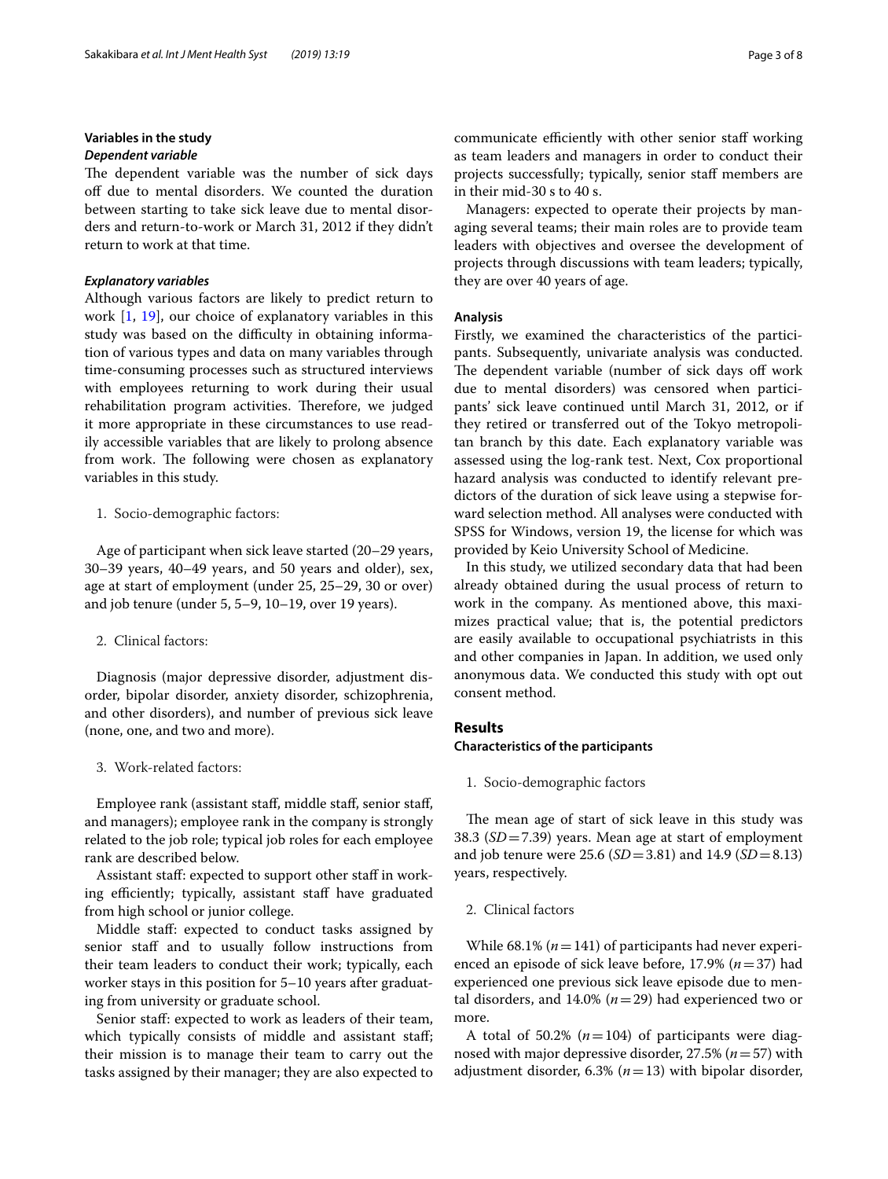### Variables in the study

#### *Dependent variable*

The dependent variable was the number of sick days off due to mental disorders. We counted the duration between starting to take sick leave due to mental disorders and return-to-work or March 31, 2012 if they didn't return to work at that time.

#### *Explanatory variables*

Although various factors are likely to predict return to work [1, 19], our choice of explanatory variables in this study was based on the difficulty in obtaining information of various types and data on many variables through time-consuming processes such as structured interviews with employees returning to work during their usual rehabilitation program activities. Therefore, we judged it more appropriate in these circumstances to use readily accessible variables that are likely to prolong absence from work. The following were chosen as explanatory variables in this study.

1. Socio-demographic factors:

Age of participant when sick leave started (20–29 years, 30–39 years, 40–49 years, and 50 years and older), sex, age at start of employment (under 25, 25–29, 30 or over) and job tenure (under 5, 5–9, 10–19, over 19 years).

2. Clinical factors:

Diagnosis (major depressive disorder, adjustment disorder, bipolar disorder, anxiety disorder, schizophrenia, and other disorders), and number of previous sick leave (none, one, and two and more).

3. Work-related factors:

Employee rank (assistant staff, middle staff, senior staff, and managers); employee rank in the company is strongly related to the job role; typical job roles for each employee rank are described below.

Assistant staff: expected to support other staff in working efficiently; typically, assistant staff have graduated from high school or junior college.

Middle staff: expected to conduct tasks assigned by senior staff and to usually follow instructions from their team leaders to conduct their work; typically, each worker stays in this position for 5–10 years after graduating from university or graduate school.

Senior staff: expected to work as leaders of their team, which typically consists of middle and assistant staff; their mission is to manage their team to carry out the tasks assigned by their manager; they are also expected to communicate efficiently with other senior staff working as team leaders and managers in order to conduct their projects successfully; typically, senior staff members are in their mid-30 s to 40 s.

Managers: expected to operate their projects by managing several teams; their main roles are to provide team leaders with objectives and oversee the development of projects through discussions with team leaders; typically, they are over 40 years of age.

### Analysis

Firstly, we examined the characteristics of the participants. Subsequently, univariate analysis was conducted. The dependent variable (number of sick days off work due to mental disorders) was censored when participants' sick leave continued until March 31, 2012, or if they retired or transferred out of the Tokyo metropolitan branch by this date. Each explanatory variable was assessed using the log-rank test. Next, Cox proportional hazard analysis was conducted to identify relevant predictors of the duration of sick leave using a stepwise forward selection method. All analyses were conducted with SPSS for Windows, version 19, the license for which was provided by Keio University School of Medicine.

In this study, we utilized secondary data that had been already obtained during the usual process of return to work in the company. As mentioned above, this maximizes practical value; that is, the potential predictors are easily available to occupational psychiatrists in this and other companies in Japan. In addition, we used only anonymous data. We conducted this study with opt out consent method.

## Results

### Characteristics of the participants

1. Socio-demographic factors

The mean age of start of sick leave in this study was 38.3 ($SD = 7.39$) years. Mean age at start of employment and job tenure were 25.6 ($SD = 3.81$) and 14.9 ($SD = 8.13$) years, respectively.

2. Clinical factors

While 68.1% ($n = 141$) of participants had never experienced an episode of sick leave before, 17.9% ($n = 37$) had experienced one previous sick leave episode due to mental disorders, and 14.0% ($n = 29$) had experienced two or more.

A total of 50.2% ($n = 104$) of participants were diagnosed with major depressive disorder, 27.5% ($n = 57$) with adjustment disorder, 6.3% ($n = 13$) with bipolar disorder,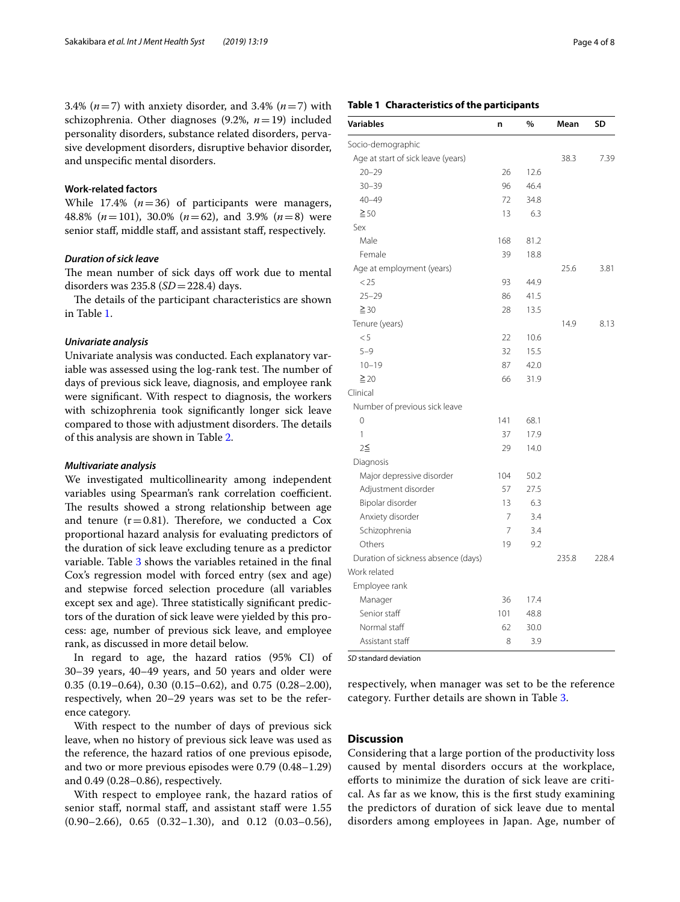3.4% ($n=7$) with anxiety disorder, and 3.4% ($n=7$) with schizophrenia. Other diagnoses (9.2%, $n=19$) included personality disorders, substance related disorders, pervasive development disorders, disruptive behavior disorder, and unspecific mental disorders.

### Work-related factors

While 17.4% ($n=36$) of participants were managers, 48.8% ($n=101$), 30.0% ($n=62$), and 3.9% ($n=8$) were senior staff, middle staff, and assistant staff, respectively.

#### *Duration of sick leave*

The mean number of sick days off work due to mental disorders was 235.8 ($SD=228.4$) days.

The details of the participant characteristics are shown in Table 1.

#### *Univariate analysis*

Univariate analysis was conducted. Each explanatory variable was assessed using the log-rank test. The number of days of previous sick leave, diagnosis, and employee rank were significant. With respect to diagnosis, the workers with schizophrenia took significantly longer sick leave compared to those with adjustment disorders. The details of this analysis are shown in Table 2.

#### *Multivariate analysis*

We investigated multicollinearity among independent variables using Spearman's rank correlation coefficient. The results showed a strong relationship between age and tenure ($r=0.81$). Therefore, we conducted a Cox proportional hazard analysis for evaluating predictors of the duration of sick leave excluding tenure as a predictor variable. Table 3 shows the variables retained in the final Cox's regression model with forced entry (sex and age) and stepwise forced selection procedure (all variables except sex and age). Three statistically significant predictors of the duration of sick leave were yielded by this process: age, number of previous sick leave, and employee rank, as discussed in more detail below.

In regard to age, the hazard ratios (95% CI) of 30–39 years, 40–49 years, and 50 years and older were 0.35 (0.19–0.64), 0.30 (0.15–0.62), and 0.75 (0.28–2.00), respectively, when 20–29 years was set to be the reference category.

With respect to the number of days of previous sick leave, when no history of previous sick leave was used as the reference, the hazard ratios of one previous episode, and two or more previous episodes were 0.79 (0.48–1.29) and 0.49 (0.28–0.86), respectively.

With respect to employee rank, the hazard ratios of senior staff, normal staff, and assistant staff were 1.55 (0.90–2.66), 0.65 (0.32–1.30), and 0.12 (0.03–0.56), respectively, when manager was set to be the reference category. Further details are shown in Table 3.

**Table 1 Characteristics of the participants**

| Variables | n | % | Mean | SD |
|---|---|---|---|---|
| Socio-demographic | | | | |
| Age at start of sick leave (years) | | | 38.3 | 7.39 |
| 20–29 | 26 | 12.6 | | |
| 30–39 | 96 | 46.4 | | |
| 40–49 | 72 | 34.8 | | |
| ≧50 | 13 | 6.3 | | |
| Sex | | | | |
| Male | 168 | 81.2 | | |
| Female | 39 | 18.8 | | |
| Age at employment (years) | | | 25.6 | 3.81 |
| <25 | 93 | 44.9 | | |
| 25–29 | 86 | 41.5 | | |
| ≧30 | 28 | 13.5 | | |
| Tenure (years) | | | 14.9 | 8.13 |
| <5 | 22 | 10.6 | | |
| 5–9 | 32 | 15.5 | | |
| 10–19 | 87 | 42.0 | | |
| ≧20 | 66 | 31.9 | | |
| Clinical | | | | |
| Number of previous sick leave | | | | |
| 0 | 141 | 68.1 | | |
| 1 | 37 | 17.9 | | |
| 2≦ | 29 | 14.0 | | |
| Diagnosis | | | | |
| Major depressive disorder | 104 | 50.2 | | |
| Adjustment disorder | 57 | 27.5 | | |
| Bipolar disorder | 13 | 6.3 | | |
| Anxiety disorder | 7 | 3.4 | | |
| Schizophrenia | 7 | 3.4 | | |
| Others | 19 | 9.2 | | |
| Duration of sickness absence (days) | | | 235.8 | 228.4 |
| Work related | | | | |
| Employee rank | | | | |
| Manager | 36 | 17.4 | | |
| Senior staff | 101 | 48.8 | | |
| Normal staff | 62 | 30.0 | | |
| Assistant staff | 8 | 3.9 | | |

*SD* standard deviation

## Discussion

Considering that a large portion of the productivity loss caused by mental disorders occurs at the workplace, efforts to minimize the duration of sick leave are critical. As far as we know, this is the first study examining the predictors of duration of sick leave due to mental disorders among employees in Japan. Age, number of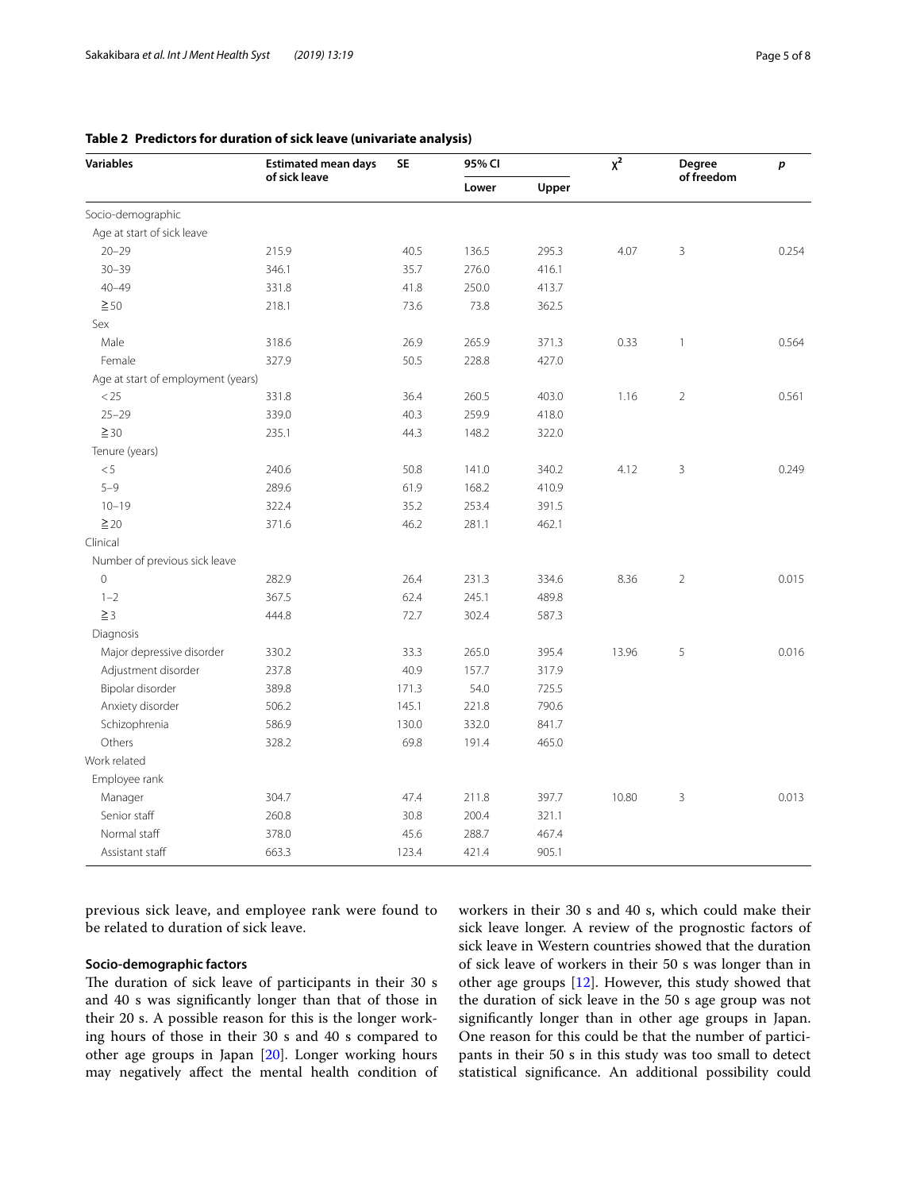**Table 2 Predictors for duration of sick leave (univariate analysis)**

| Variables | Estimated mean days of sick leave | SE | 95% CI | | $\chi^2$ | Degree of freedom | *p* |
|---|---|---|---|---|---|---|---|
| | | | Lower | Upper | | | |
| Socio-demographic | | | | | | | |
| Age at start of sick leave | | | | | | | |
| 20–29 | 215.9 | 40.5 | 136.5 | 295.3 | 4.07 | 3 | 0.254 |
| 30–39 | 346.1 | 35.7 | 276.0 | 416.1 | | | |
| 40–49 | 331.8 | 41.8 | 250.0 | 413.7 | | | |
| ≧ 50 | 218.1 | 73.6 | 73.8 | 362.5 | | | |
| Sex | | | | | | | |
| Male | 318.6 | 26.9 | 265.9 | 371.3 | 0.33 | 1 | 0.564 |
| Female | 327.9 | 50.5 | 228.8 | 427.0 | | | |
| Age at start of employment (years) | | | | | | | |
| < 25 | 331.8 | 36.4 | 260.5 | 403.0 | 1.16 | 2 | 0.561 |
| 25–29 | 339.0 | 40.3 | 259.9 | 418.0 | | | |
| ≧ 30 | 235.1 | 44.3 | 148.2 | 322.0 | | | |
| Tenure (years) | | | | | | | |
| < 5 | 240.6 | 50.8 | 141.0 | 340.2 | 4.12 | 3 | 0.249 |
| 5–9 | 289.6 | 61.9 | 168.2 | 410.9 | | | |
| 10–19 | 322.4 | 35.2 | 253.4 | 391.5 | | | |
| ≧ 20 | 371.6 | 46.2 | 281.1 | 462.1 | | | |
| Clinical | | | | | | | |
| Number of previous sick leave | | | | | | | |
| 0 | 282.9 | 26.4 | 231.3 | 334.6 | 8.36 | 2 | 0.015 |
| 1–2 | 367.5 | 62.4 | 245.1 | 489.8 | | | |
| ≧ 3 | 444.8 | 72.7 | 302.4 | 587.3 | | | |
| Diagnosis | | | | | | | |
| Major depressive disorder | 330.2 | 33.3 | 265.0 | 395.4 | 13.96 | 5 | 0.016 |
| Adjustment disorder | 237.8 | 40.9 | 157.7 | 317.9 | | | |
| Bipolar disorder | 389.8 | 171.3 | 54.0 | 725.5 | | | |
| Anxiety disorder | 506.2 | 145.1 | 221.8 | 790.6 | | | |
| Schizophrenia | 586.9 | 130.0 | 332.0 | 841.7 | | | |
| Others | 328.2 | 69.8 | 191.4 | 465.0 | | | |
| Work related | | | | | | | |
| Employee rank | | | | | | | |
| Manager | 304.7 | 47.4 | 211.8 | 397.7 | 10.80 | 3 | 0.013 |
| Senior staff | 260.8 | 30.8 | 200.4 | 321.1 | | | |
| Normal staff | 378.0 | 45.6 | 288.7 | 467.4 | | | |
| Assistant staff | 663.3 | 123.4 | 421.4 | 905.1 | | | |

previous sick leave, and employee rank were found to be related to duration of sick leave.

### Socio-demographic factors

The duration of sick leave of participants in their 30 s and 40 s was significantly longer than that of those in their 20 s. A possible reason for this is the longer working hours of those in their 30 s and 40 s compared to other age groups in Japan [20]. Longer working hours may negatively affect the mental health condition of workers in their 30 s and 40 s, which could make their sick leave longer. A review of the prognostic factors of sick leave in Western countries showed that the duration of sick leave of workers in their 50 s was longer than in other age groups [12]. However, this study showed that the duration of sick leave in the 50 s age group was not significantly longer than in other age groups in Japan. One reason for this could be that the number of participants in their 50 s in this study was too small to detect statistical significance. An additional possibility could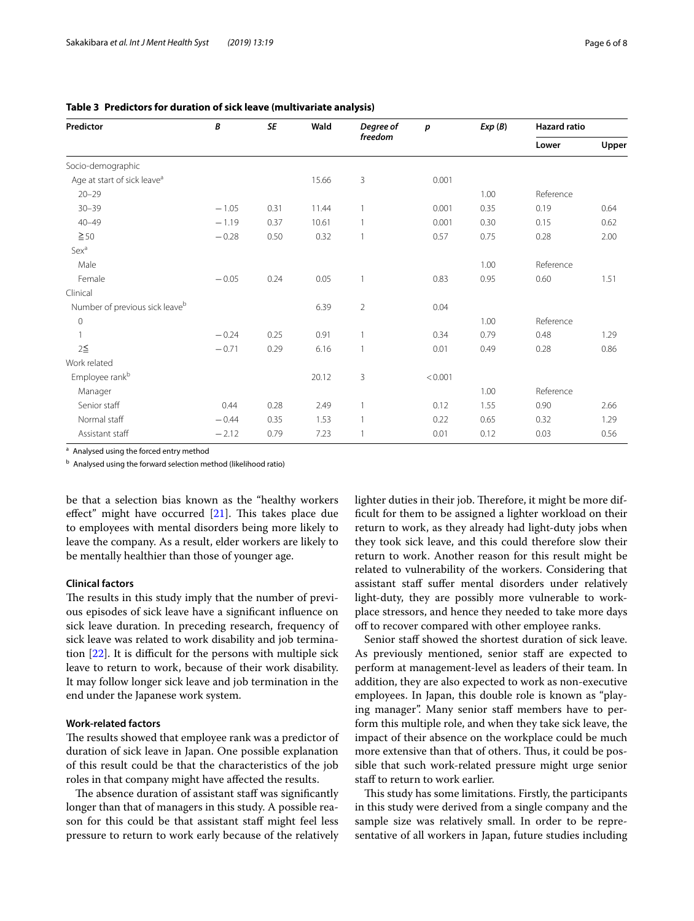**Table 3 Predictors for duration of sick leave (multivariate analysis)**

| Predictor | *B* | *SE* | Wald | *Degree of freedom* | *p* | *Exp* (*B*) | Hazard ratio | |
|---|---|---|---|---|---|---|---|---|
| | | | | | | | Lower | Upper |
| Socio-demographic | | | | | | | | |
| Age at start of sick leave[a] | | | 15.66 | 3 | 0.001 | | | |
| 20–29 | | | | | | 1.00 | Reference | |
| 30–39 | −1.05 | 0.31 | 11.44 | 1 | 0.001 | 0.35 | 0.19 | 0.64 |
| 40–49 | −1.19 | 0.37 | 10.61 | 1 | 0.001 | 0.30 | 0.15 | 0.62 |
| ≧50 | −0.28 | 0.50 | 0.32 | 1 | 0.57 | 0.75 | 0.28 | 2.00 |
| Sex[a] | | | | | | | | |
| Male | | | | | | 1.00 | Reference | |
| Female | −0.05 | 0.24 | 0.05 | 1 | 0.83 | 0.95 | 0.60 | 1.51 |
| Clinical | | | | | | | | |
| Number of previous sick leave[b] | | | 6.39 | 2 | 0.04 | | | |
| 0 | | | | | | 1.00 | Reference | |
| 1 | −0.24 | 0.25 | 0.91 | 1 | 0.34 | 0.79 | 0.48 | 1.29 |
| 2≦ | −0.71 | 0.29 | 6.16 | 1 | 0.01 | 0.49 | 0.28 | 0.86 |
| Work related | | | | | | | | |
| Employee rank[b] | | | 20.12 | 3 | <0.001 | | | |
| Manager | | | | | | 1.00 | Reference | |
| Senior staff | 0.44 | 0.28 | 2.49 | 1 | 0.12 | 1.55 | 0.90 | 2.66 |
| Normal staff | −0.44 | 0.35 | 1.53 | 1 | 0.22 | 0.65 | 0.32 | 1.29 |
| Assistant staff | −2.12 | 0.79 | 7.23 | 1 | 0.01 | 0.12 | 0.03 | 0.56 |

[a] Analysed using the forced entry method

[b] Analysed using the forward selection method (likelihood ratio)

be that a selection bias known as the "healthy workers effect" might have occurred [21]. This takes place due to employees with mental disorders being more likely to leave the company. As a result, elder workers are likely to be mentally healthier than those of younger age.

### Clinical factors

The results in this study imply that the number of previous episodes of sick leave have a significant influence on sick leave duration. In preceding research, frequency of sick leave was related to work disability and job termination [22]. It is difficult for the persons with multiple sick leave to return to work, because of their work disability. It may follow longer sick leave and job termination in the end under the Japanese work system.

### Work-related factors

The results showed that employee rank was a predictor of duration of sick leave in Japan. One possible explanation of this result could be that the characteristics of the job roles in that company might have affected the results.

The absence duration of assistant staff was significantly longer than that of managers in this study. A possible reason for this could be that assistant staff might feel less pressure to return to work early because of the relatively lighter duties in their job. Therefore, it might be more difficult for them to be assigned a lighter workload on their return to work, as they already had light-duty jobs when they took sick leave, and this could therefore slow their return to work. Another reason for this result might be related to vulnerability of the workers. Considering that assistant staff suffer mental disorders under relatively light-duty, they are possibly more vulnerable to workplace stressors, and hence they needed to take more days off to recover compared with other employee ranks.

Senior staff showed the shortest duration of sick leave. As previously mentioned, senior staff are expected to perform at management-level as leaders of their team. In addition, they are also expected to work as non-executive employees. In Japan, this double role is known as "playing manager". Many senior staff members have to perform this multiple role, and when they take sick leave, the impact of their absence on the workplace could be much more extensive than that of others. Thus, it could be possible that such work-related pressure might urge senior staff to return to work earlier.

This study has some limitations. Firstly, the participants in this study were derived from a single company and the sample size was relatively small. In order to be representative of all workers in Japan, future studies including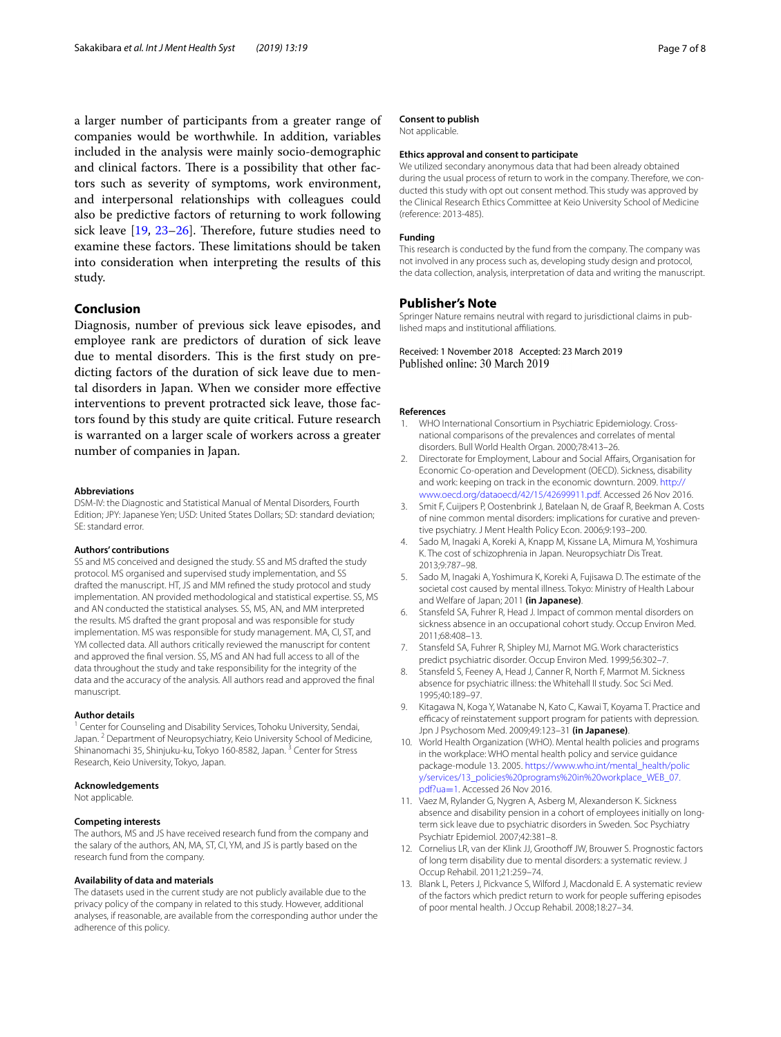a larger number of participants from a greater range of companies would be worthwhile. In addition, variables included in the analysis were mainly socio-demographic and clinical factors. There is a possibility that other factors such as severity of symptoms, work environment, and interpersonal relationships with colleagues could also be predictive factors of returning to work following sick leave [19, 23–26]. Therefore, future studies need to examine these factors. These limitations should be taken into consideration when interpreting the results of this study.

## Conclusion

Diagnosis, number of previous sick leave episodes, and employee rank are predictors of duration of sick leave due to mental disorders. This is the first study on predicting factors of the duration of sick leave due to mental disorders in Japan. When we consider more effective interventions to prevent protracted sick leave, those factors found by this study are quite critical. Future research is warranted on a larger scale of workers across a greater number of companies in Japan.

#### Abbreviations

DSM-IV: the Diagnostic and Statistical Manual of Mental Disorders, Fourth Edition; JPY: Japanese Yen; USD: United States Dollars; SD: standard deviation; SE: standard error.

#### Authors' contributions

SS and MS conceived and designed the study. SS and MS drafted the study protocol. MS organised and supervised study implementation, and SS drafted the manuscript. HT, JS and MM refined the study protocol and study implementation. AN provided methodological and statistical expertise. SS, MS and AN conducted the statistical analyses. SS, MS, AN, and MM interpreted the results. MS drafted the grant proposal and was responsible for study implementation. MS was responsible for study management. MA, CI, ST, and YM collected data. All authors critically reviewed the manuscript for content and approved the final version. SS, MS and AN had full access to all of the data throughout the study and take responsibility for the integrity of the data and the accuracy of the analysis. All authors read and approved the final manuscript.

#### Author details

[1] Center for Counseling and Disability Services, Tohoku University, Sendai, Japan. [2] Department of Neuropsychiatry, Keio University School of Medicine, Shinanomachi 35, Shinjuku-ku, Tokyo 160-8582, Japan. [3] Center for Stress Research, Keio University, Tokyo, Japan.

#### Acknowledgements

Not applicable.

#### Competing interests

The authors, MS and JS have received research fund from the company and the salary of the authors, AN, MA, ST, CI, YM, and JS is partly based on the research fund from the company.

#### Availability of data and materials

The datasets used in the current study are not publicly available due to the privacy policy of the company in related to this study. However, additional analyses, if reasonable, are available from the corresponding author under the adherence of this policy.

#### Consent to publish

Not applicable.

#### Ethics approval and consent to participate

We utilized secondary anonymous data that had been already obtained during the usual process of return to work in the company. Therefore, we conducted this study with opt out consent method. This study was approved by the Clinical Research Ethics Committee at Keio University School of Medicine (reference: 2013-485).

#### Funding

This research is conducted by the fund from the company. The company was not involved in any process such as, developing study design and protocol, the data collection, analysis, interpretation of data and writing the manuscript.

## Publisher's Note

Springer Nature remains neutral with regard to jurisdictional claims in published maps and institutional affiliations.

Received: 1 November 2018 Accepted: 23 March 2019
Published online: 30 March 2019

#### References

1. WHO International Consortium in Psychiatric Epidemiology. Cross-national comparisons of the prevalences and correlates of mental disorders. Bull World Health Organ. 2000;78:413–26.
2. Directorate for Employment, Labour and Social Affairs, Organisation for Economic Co-operation and Development (OECD). Sickness, disability and work: keeping on track in the economic downturn. 2009. http://www.oecd.org/dataoecd/42/15/42699911.pdf. Accessed 26 Nov 2016.
3. Smit F, Cuijpers P, Oostenbrink J, Batelaan N, de Graaf R, Beekman A. Costs of nine common mental disorders: implications for curative and preventive psychiatry. J Ment Health Policy Econ. 2006;9:193–200.
4. Sado M, Inagaki A, Koreki A, Knapp M, Kissane LA, Mimura M, Yoshimura K. The cost of schizophrenia in Japan. Neuropsychiatr Dis Treat. 2013;9:787–98.
5. Sado M, Inagaki A, Yoshimura K, Koreki A, Fujisawa D. The estimate of the societal cost caused by mental illness. Tokyo: Ministry of Health Labour and Welfare of Japan; 2011 **(in Japanese)**.
6. Stansfeld SA, Fuhrer R, Head J. Impact of common mental disorders on sickness absence in an occupational cohort study. Occup Environ Med. 2011;68:408–13.
7. Stansfeld SA, Fuhrer R, Shipley MJ, Marnot MG. Work characteristics predict psychiatric disorder. Occup Environ Med. 1999;56:302–7.
8. Stansfeld S, Feeney A, Head J, Canner R, North F, Marmot M. Sickness absence for psychiatric illness: the Whitehall II study. Soc Sci Med. 1995;40:189–97.
9. Kitagawa N, Koga Y, Watanabe N, Kato C, Kawai T, Koyama T. Practice and efficacy of reinstatement support program for patients with depression. Jpn J Psychosom Med. 2009;49:123–31 **(in Japanese)**.
10. World Health Organization (WHO). Mental health policies and programs in the workplace: WHO mental health policy and service guidance package-module 13. 2005. https://www.who.int/mental_health/policy/services/13_policies%20programs%20in%20workplace_WEB_07.pdf?ua=1. Accessed 26 Nov 2016.
11. Vaez M, Rylander G, Nygren A, Asberg M, Alexanderson K. Sickness absence and disability pension in a cohort of employees initially on long-term sick leave due to psychiatric disorders in Sweden. Soc Psychiatry Psychiatr Epidemiol. 2007;42:381–8.
12. Cornelius LR, van der Klink JJ, Groothoff JW, Brouwer S. Prognostic factors of long term disability due to mental disorders: a systematic review. J Occup Rehabil. 2011;21:259–74.
13. Blank L, Peters J, Pickvance S, Wilford J, Macdonald E. A systematic review of the factors which predict return to work for people suffering episodes of poor mental health. J Occup Rehabil. 2008;18:27–34.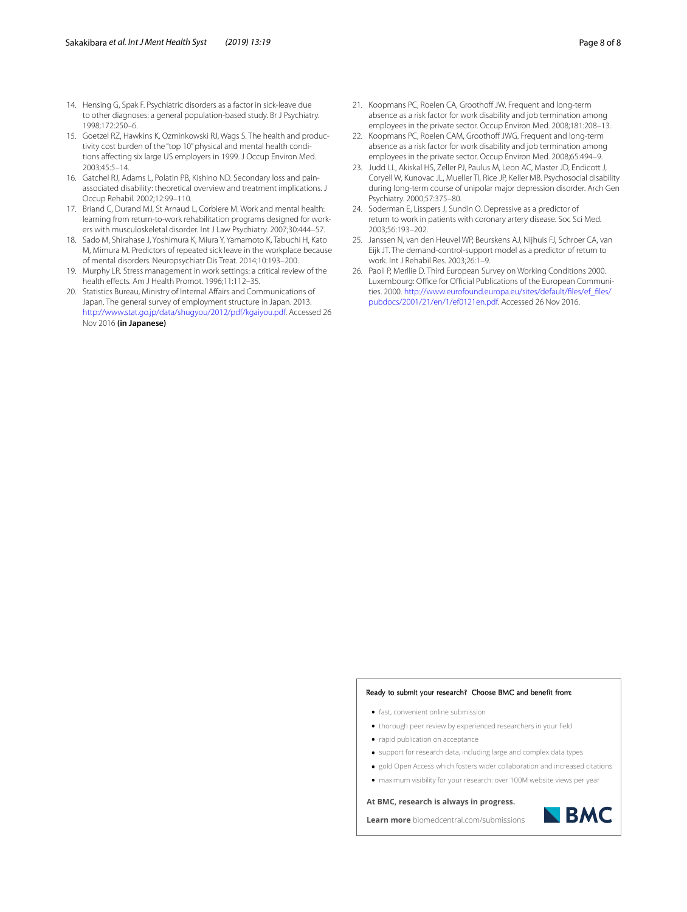14. Hensing G, Spak F. Psychiatric disorders as a factor in sick-leave due to other diagnoses: a general population-based study. Br J Psychiatry. 1998;172:250–6.
15. Goetzel RZ, Hawkins K, Ozminkowski RJ, Wags S. The health and productivity cost burden of the "top 10" physical and mental health conditions affecting six large US employers in 1999. J Occup Environ Med. 2003;45:5–14.
16. Gatchel RJ, Adams L, Polatin PB, Kishino ND. Secondary loss and pain-associated disability: theoretical overview and treatment implications. J Occup Rehabil. 2002;12:99–110.
17. Briand C, Durand MJ, St Arnaud L, Corbiere M. Work and mental health: learning from return-to-work rehabilitation programs designed for workers with musculoskeletal disorder. Int J Law Psychiatry. 2007;30:444–57.
18. Sado M, Shirahase J, Yoshimura K, Miura Y, Yamamoto K, Tabuchi H, Kato M, Mimura M. Predictors of repeated sick leave in the workplace because of mental disorders. Neuropsychiatr Dis Treat. 2014;10:193–200.
19. Murphy LR. Stress management in work settings: a critical review of the health effects. Am J Health Promot. 1996;11:112–35.
20. Statistics Bureau, Ministry of Internal Affairs and Communications of Japan. The general survey of employment structure in Japan. 2013. http://www.stat.go.jp/data/shugyou/2012/pdf/kgaiyou.pdf. Accessed 26 Nov 2016 **(in Japanese)**
21. Koopmans PC, Roelen CA, Groothoff JW. Frequent and long-term absence as a risk factor for work disability and job termination among employees in the private sector. Occup Environ Med. 2008;181:208–13.
22. Koopmans PC, Roelen CAM, Groothoff JWG. Frequent and long-term absence as a risk factor for work disability and job termination among employees in the private sector. Occup Environ Med. 2008;65:494–9.
23. Judd LL, Akiskal HS, Zeller PJ, Paulus M, Leon AC, Master JD, Endicott J, Coryell W, Kunovac JL, Mueller TI, Rice JP, Keller MB. Psychosocial disability during long-term course of unipolar major depression disorder. Arch Gen Psychiatry. 2000;57:375–80.
24. Soderman E, Lisspers J, Sundin O. Depressive as a predictor of return to work in patients with coronary artery disease. Soc Sci Med. 2003;56:193–202.
25. Janssen N, van den Heuvel WP, Beurskens AJ, Nijhuis FJ, Schroer CA, van Eijk JT. The demand-control-support model as a predictor of return to work. Int J Rehabil Res. 2003;26:1–9.
26. Paoli P, Merllie D. Third European Survey on Working Conditions 2000. Luxembourg: Office for Official Publications of the European Communities. 2000. http://www.eurofound.europa.eu/sites/default/files/ef_files/pubdocs/2001/21/en/1/ef0121en.pdf. Accessed 26 Nov 2016.

Ready to submit your research? Choose BMC and benefit from:

- fast, convenient online submission
- thorough peer review by experienced researchers in your field
- rapid publication on acceptance
- support for research data, including large and complex data types
- gold Open Access which fosters wider collaboration and increased citations
- maximum visibility for your research: over 100M website views per year

**At BMC, research is always in progress.**

**Learn more** biomedcentral.com/submissions

BMC